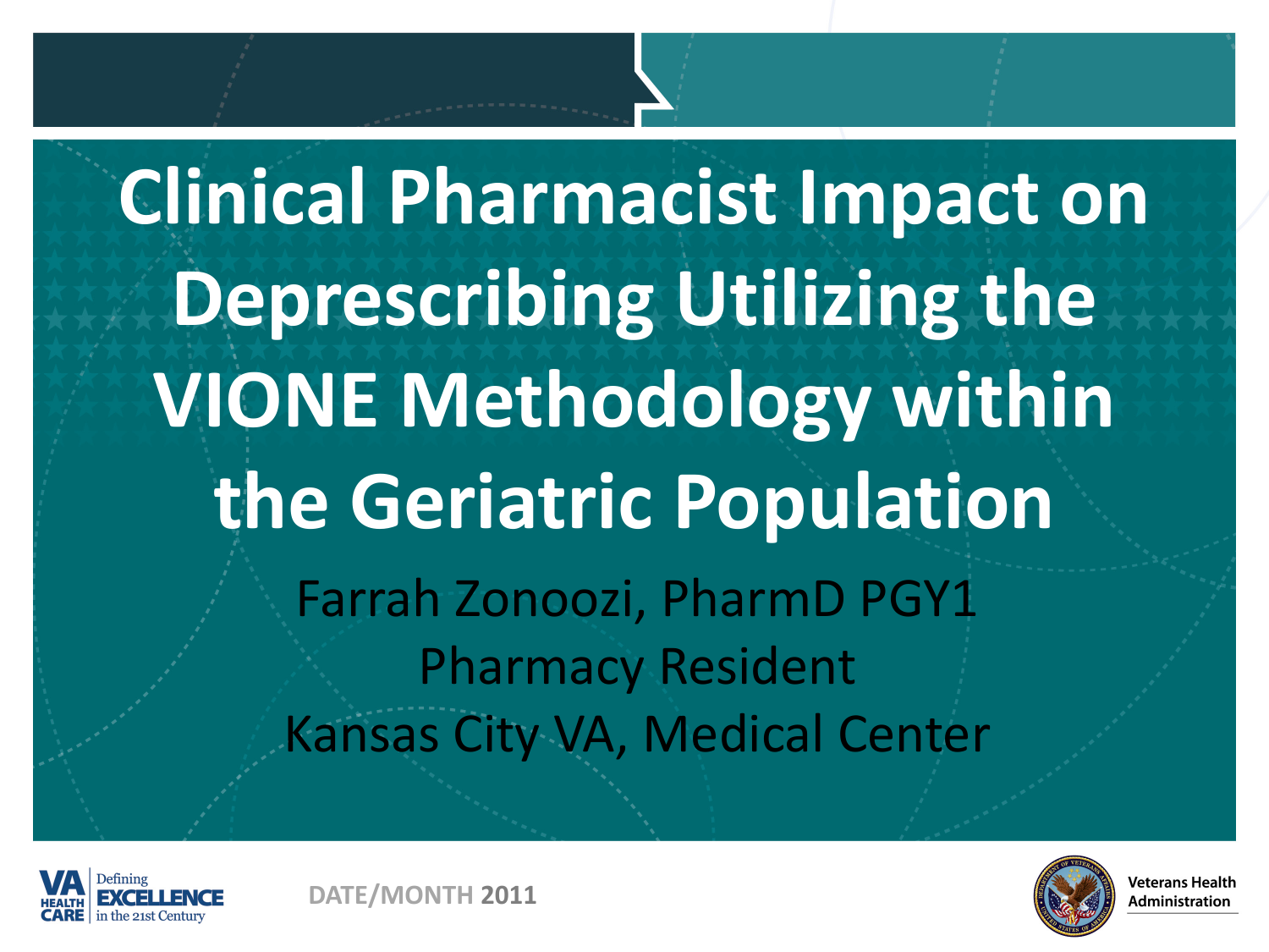# Clinical Pharmacist Impact on Deprescribing Utilizing the VIONE Methodology within the Geriatric Population

Farrah Zonoozi, PharmD PGY1

Pharmacy Resident

Kansas City VA, Medical Center

DATE/MONTH 2011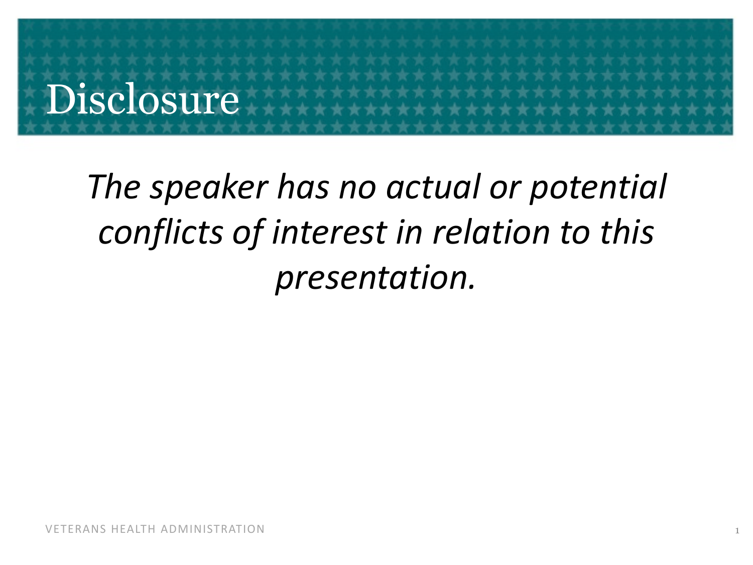# Disclosure

*The speaker has no actual or potential conflicts of interest in relation to this presentation.*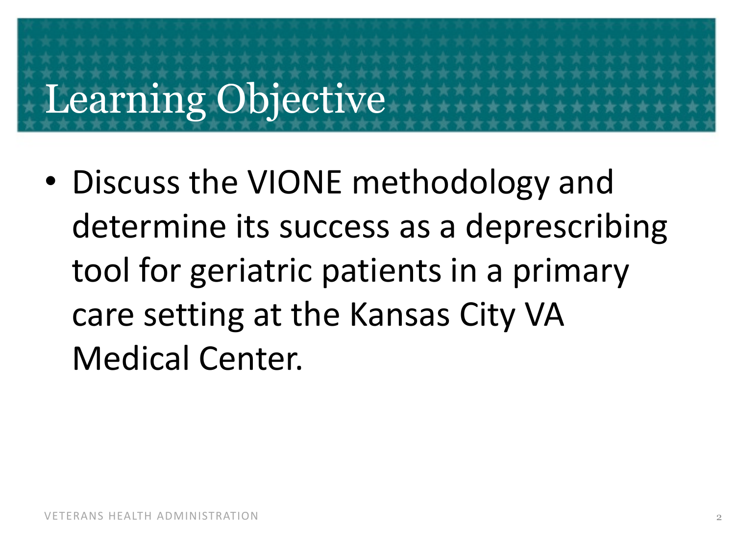# Learning Objective

- Discuss the VIONE methodology and determine its success as a deprescribing tool for geriatric patients in a primary care setting at the Kansas City VA Medical Center.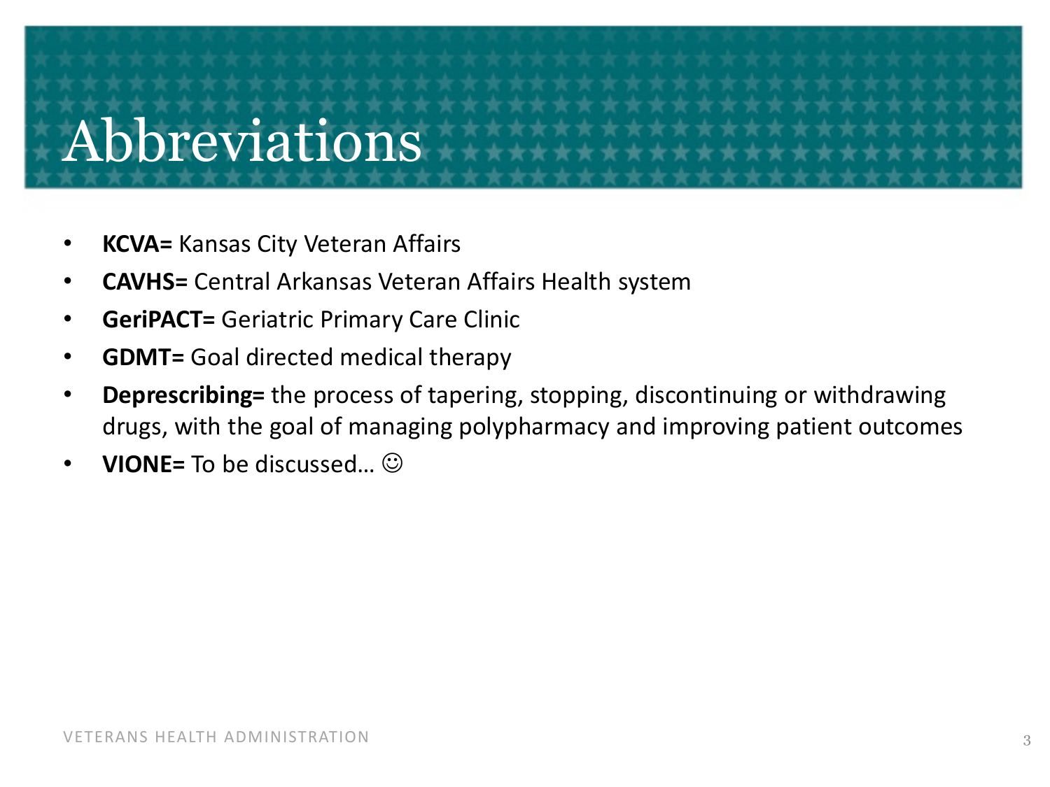# Abbreviations

- **KCVA=** Kansas City Veteran Affairs
- **CAVHS=** Central Arkansas Veteran Affairs Health system
- **GeriPACT=** Geriatric Primary Care Clinic
- **GDMT=** Goal directed medical therapy
- **Deprescribing=** the process of tapering, stopping, discontinuing or withdrawing drugs, with the goal of managing polypharmacy and improving patient outcomes
- **VIONE=** To be discussed… ☺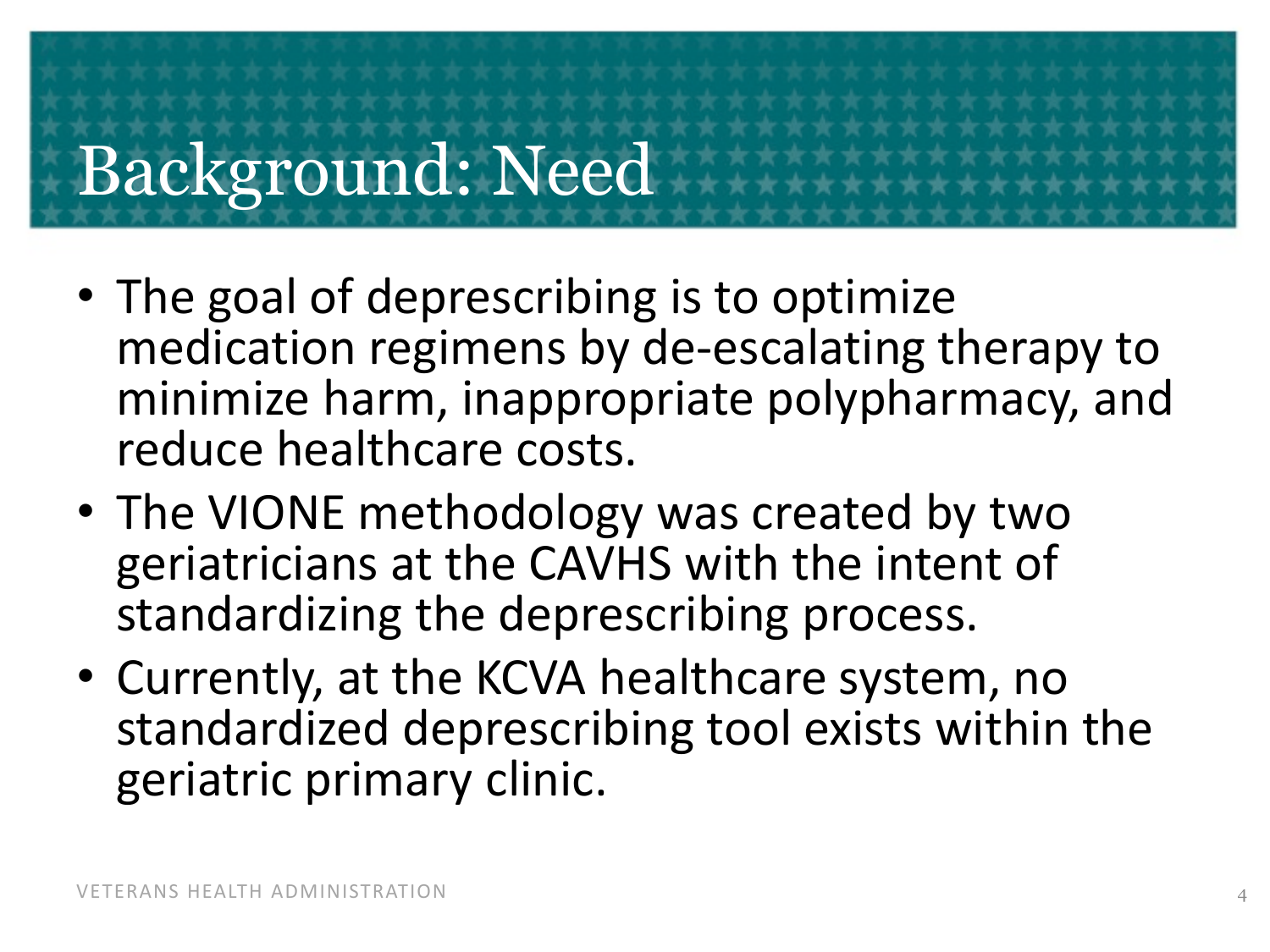# Background: Need

- The goal of deprescribing is to optimize medication regimens by de-escalating therapy to minimize harm, inappropriate polypharmacy, and reduce healthcare costs.
- The VIONE methodology was created by two geriatricians at the CAVHS with the intent of standardizing the deprescribing process.
- Currently, at the KCVA healthcare system, no standardized deprescribing tool exists within the geriatric primary clinic.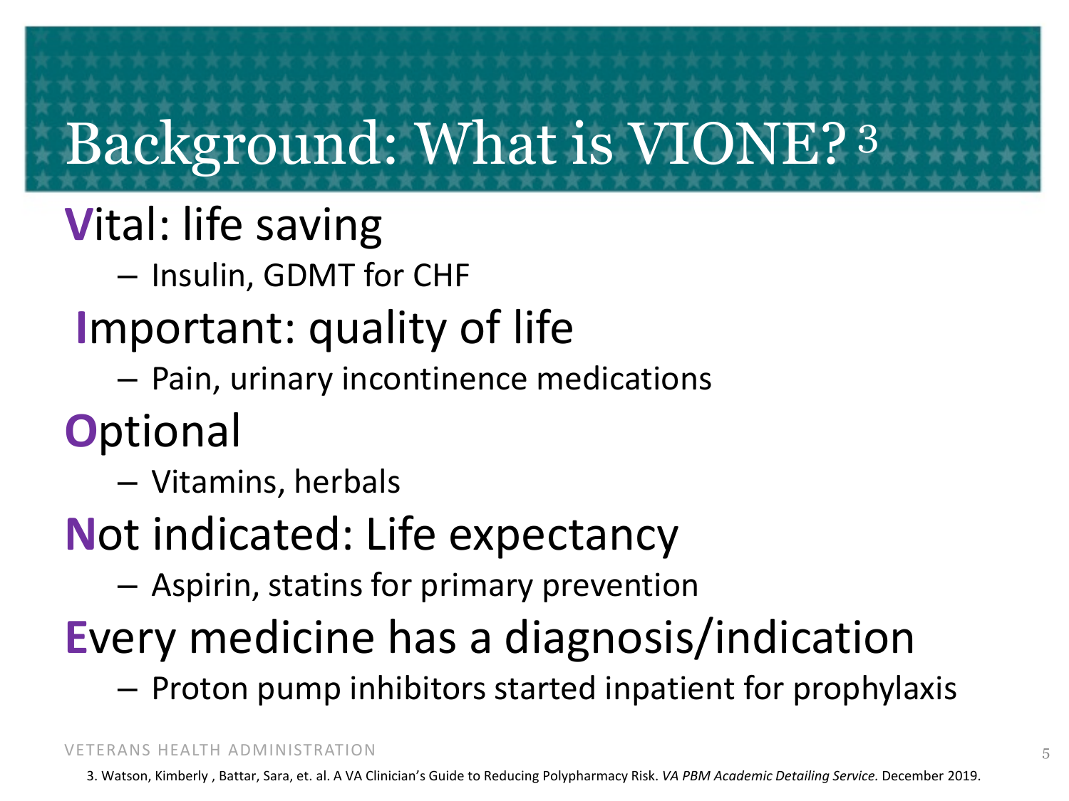# Background: What is VIONE?[3]

**V**ital: life saving

- Insulin, GDMT for CHF

**I**mportant: quality of life

- Pain, urinary incontinence medications

**O**ptional

- Vitamins, herbals

**N**ot indicated: Life expectancy

- Aspirin, statins for primary prevention

**E**very medicine has a diagnosis/indication

- Proton pump inhibitors started inpatient for prophylaxis

VETERANS HEALTH ADMINISTRATION

3. Watson, Kimberly , Battar, Sara, et. al. A VA Clinician's Guide to Reducing Polypharmacy Risk. *VA PBM Academic Detailing Service.* December 2019.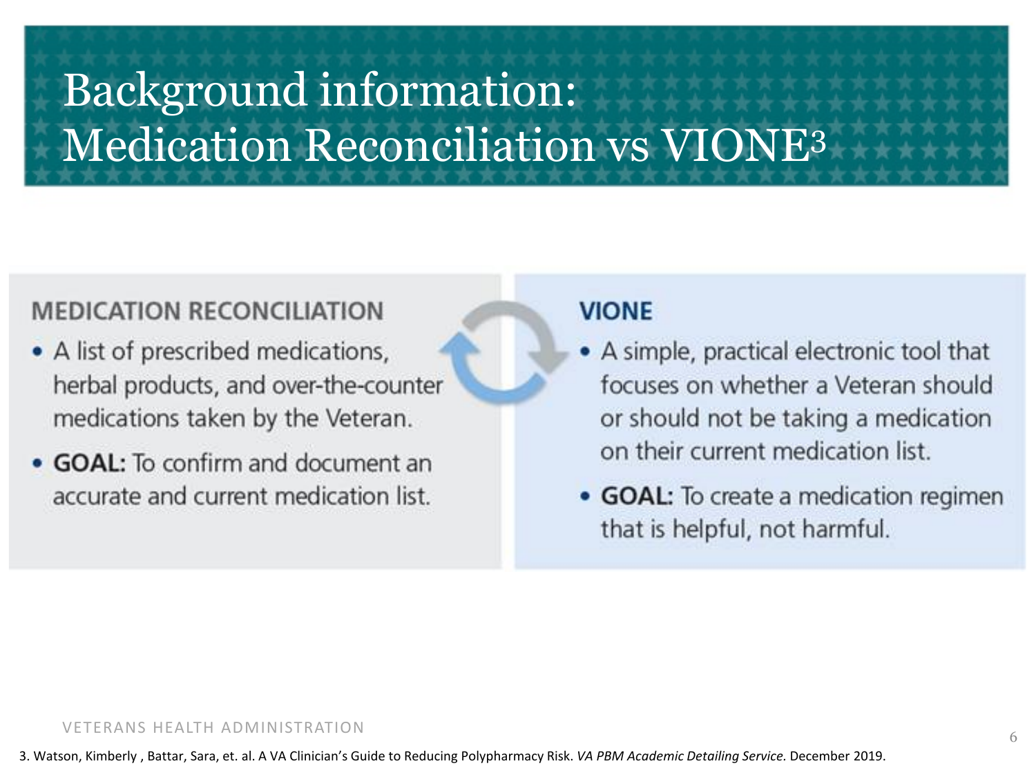# Background information: Medication Reconciliation vs VIONE[3]

## MEDICATION RECONCILIATION

- A list of prescribed medications, herbal products, and over-the-counter medications taken by the Veteran.
- **GOAL:** To confirm and document an accurate and current medication list.

## VIONE

- A simple, practical electronic tool that focuses on whether a Veteran should or should not be taking a medication on their current medication list.
- **GOAL:** To create a medication regimen that is helpful, not harmful.

3. Watson, Kimberly , Battar, Sara, et. al. A VA Clinician's Guide to Reducing Polypharmacy Risk. *VA PBM Academic Detailing Service.* December 2019.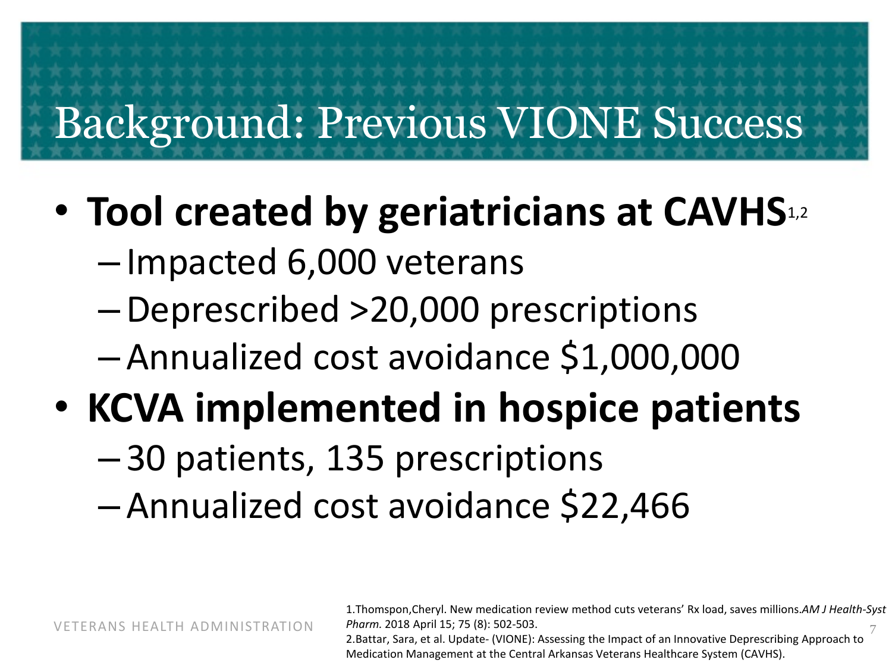# Background: Previous VIONE Success

- **Tool created by geriatricians at CAVHS**[1,2]
  - Impacted 6,000 veterans
  - Deprescribed >20,000 prescriptions
  - Annualized cost avoidance $1,000,000
- **KCVA implemented in hospice patients**
  - 30 patients, 135 prescriptions
  - Annualized cost avoidance $22,466

1.Thomspon,Cheryl. New medication review method cuts veterans' Rx load, saves millions.*AM J Health-Syst Pharm.* 2018 April 15; 75 (8): 502-503.
2.Battar, Sara, et al. Update- (VIONE): Assessing the Impact of an Innovative Deprescribing Approach to Medication Management at the Central Arkansas Veterans Healthcare System (CAVHS).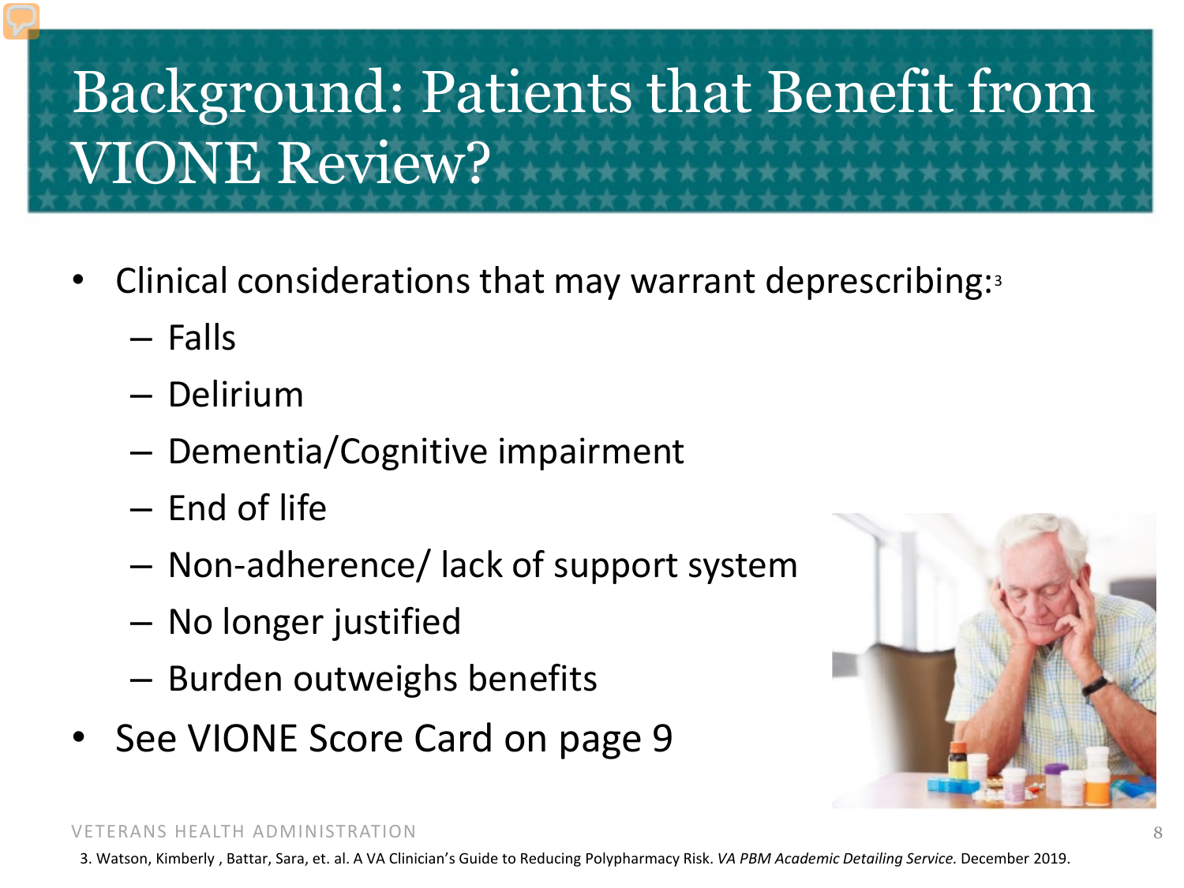# Background: Patients that Benefit from VIONE Review?

- Clinical considerations that may warrant deprescribing:[3]
  - Falls
  - Delirium
  - Dementia/Cognitive impairment
  - End of life
  - Non-adherence/ lack of support system
  - No longer justified
  - Burden outweighs benefits
- See VIONE Score Card on page 9

VETERANS HEALTH ADMINISTRATION

3. Watson, Kimberly , Battar, Sara, et. al. A VA Clinician's Guide to Reducing Polypharmacy Risk. *VA PBM Academic Detailing Service.* December 2019.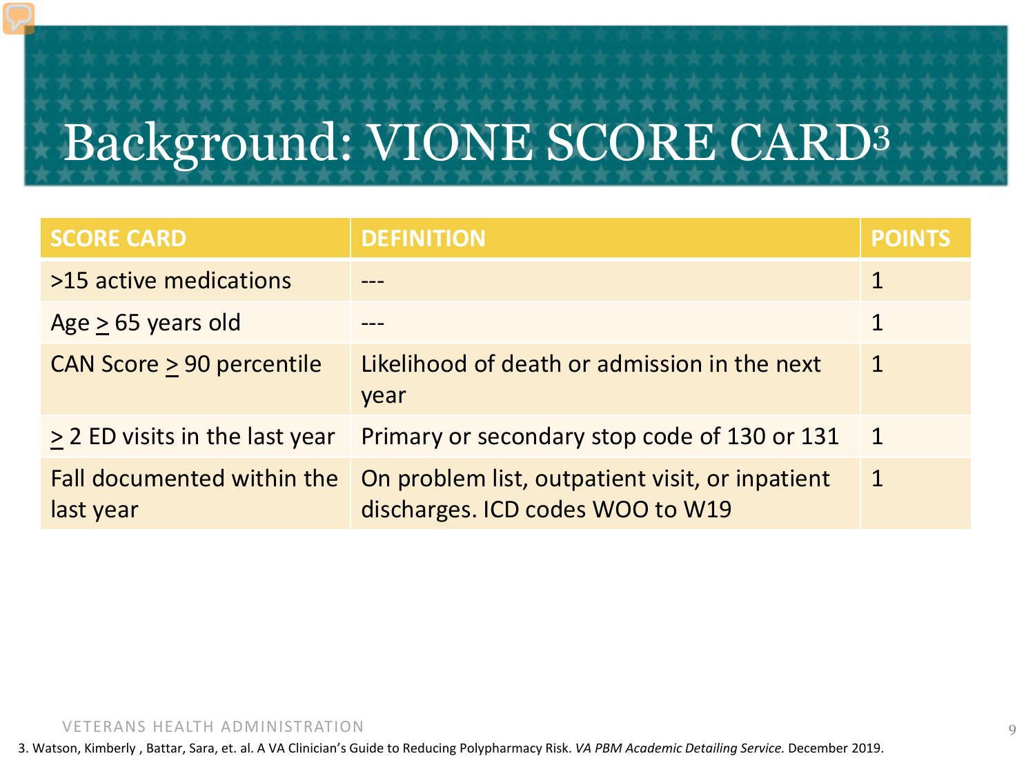# Background: VIONE SCORE CARD[3]

| SCORE CARD | DEFINITION | POINTS |
|---|---|---|
| >15 active medications | --- | 1 |
| Age ≥ 65 years old | --- | 1 |
| CAN Score ≥ 90 percentile | Likelihood of death or admission in the next year | 1 |
| ≥ 2 ED visits in the last year | Primary or secondary stop code of 130 or 131 | 1 |
| Fall documented within the last year | On problem list, outpatient visit, or inpatient discharges. ICD codes WOO to W19 | 1 |

3. Watson, Kimberly , Battar, Sara, et. al. A VA Clinician's Guide to Reducing Polypharmacy Risk. *VA PBM Academic Detailing Service.* December 2019.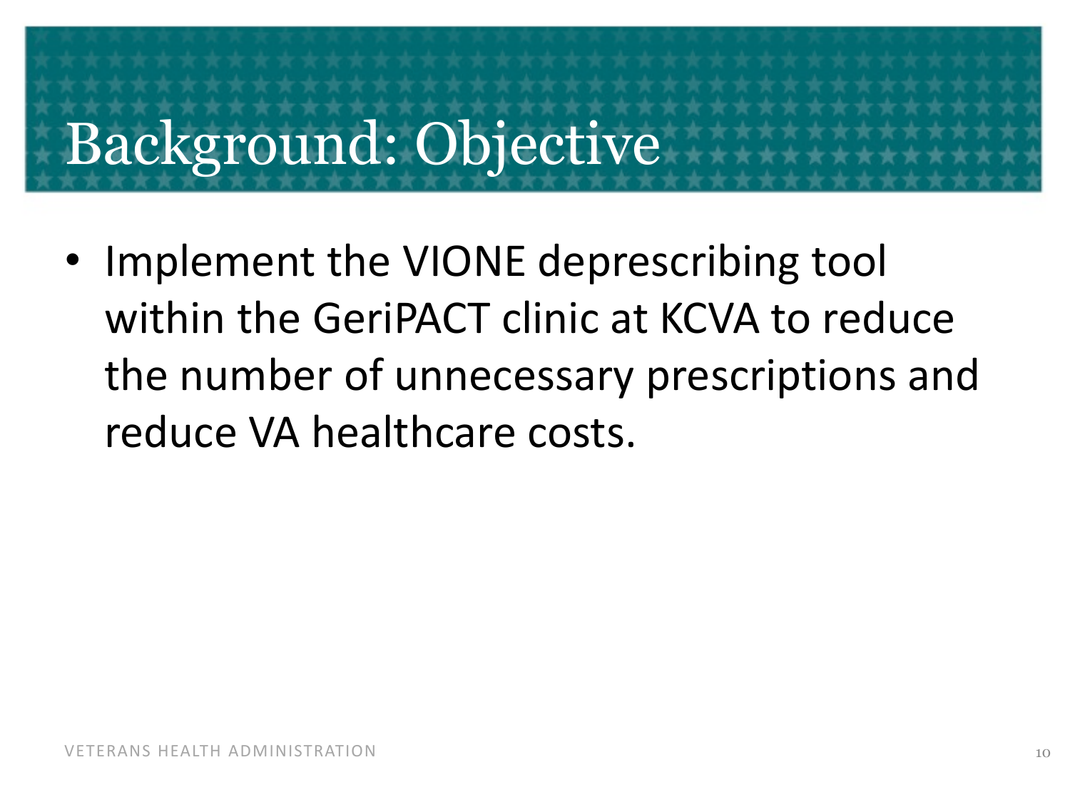# Background: Objective

- Implement the VIONE deprescribing tool within the GeriPACT clinic at KCVA to reduce the number of unnecessary prescriptions and reduce VA healthcare costs.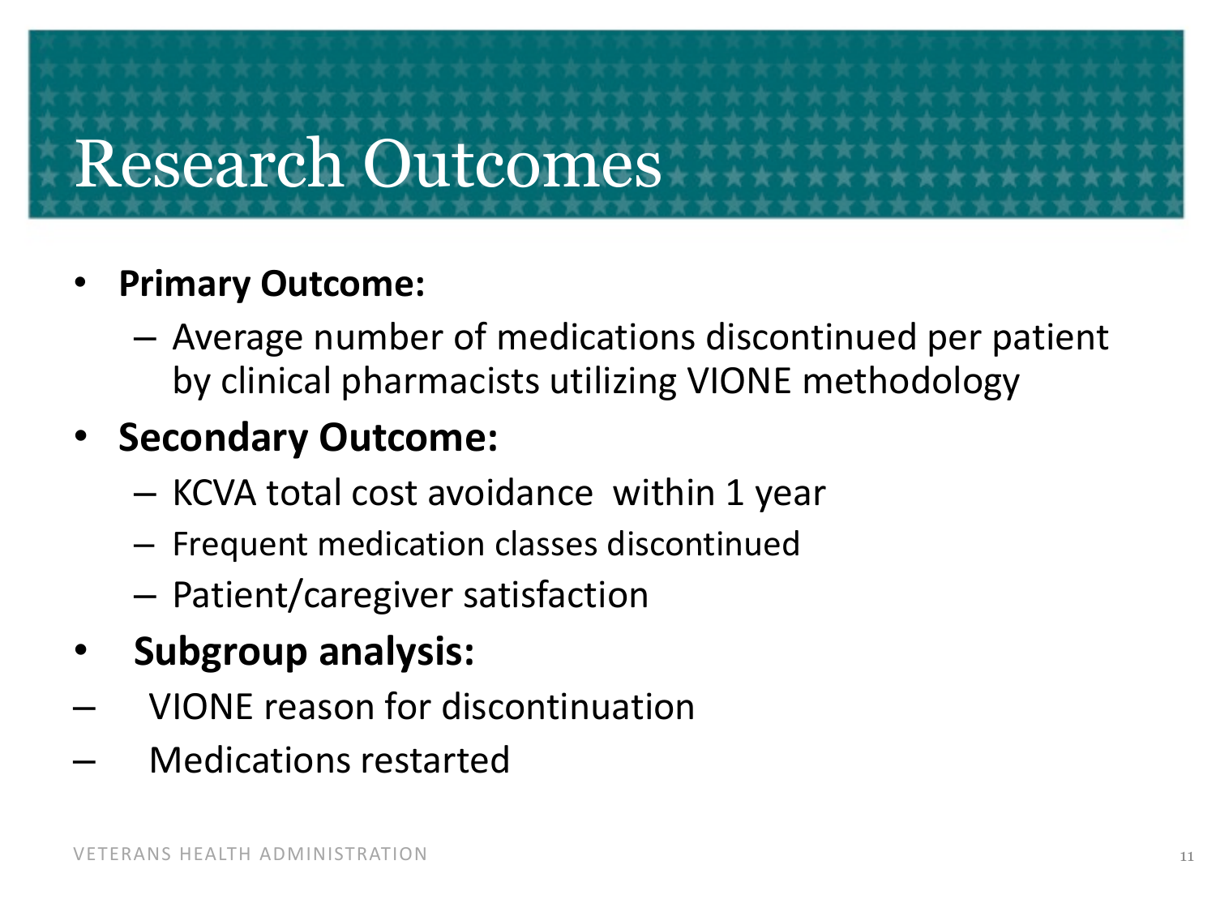# Research Outcomes

- **Primary Outcome:**
  - Average number of medications discontinued per patient by clinical pharmacists utilizing VIONE methodology
- **Secondary Outcome:**
  - KCVA total cost avoidance within 1 year
  - Frequent medication classes discontinued
  - Patient/caregiver satisfaction
- **Subgroup analysis:**
  - VIONE reason for discontinuation
  - Medications restarted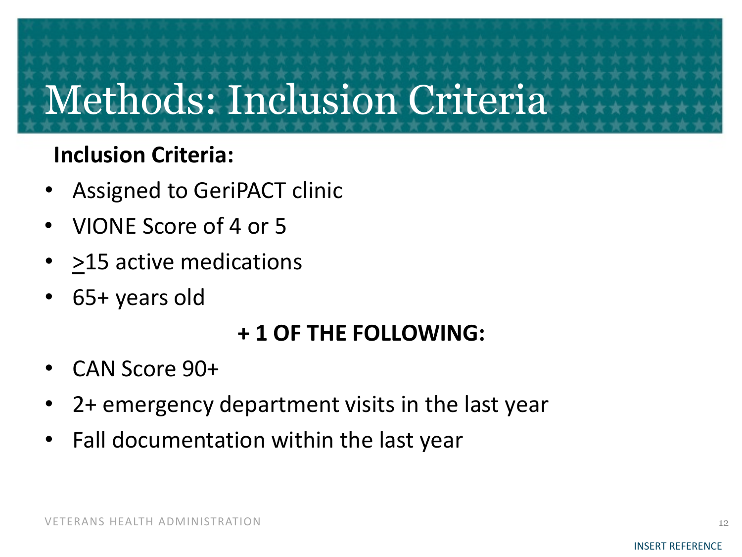# Methods: Inclusion Criteria

**Inclusion Criteria:**

- Assigned to GeriPACT clinic
- VIONE Score of 4 or 5
- $\geq$15 active medications
- 65+ years old

**+ 1 OF THE FOLLOWING:**

- CAN Score 90+
- 2+ emergency department visits in the last year
- Fall documentation within the last year

INSERT REFERENCE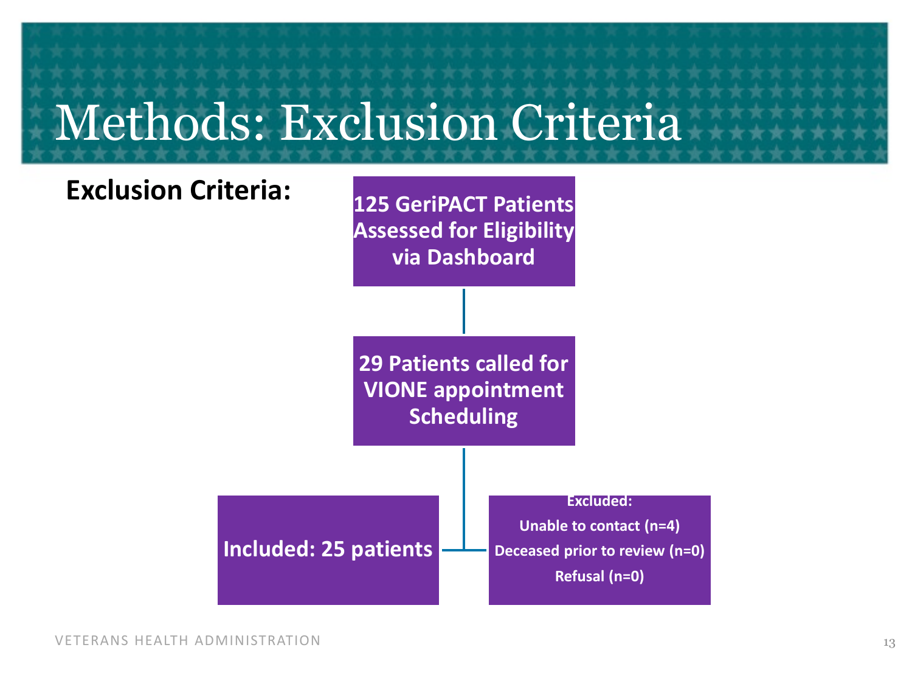# Methods: Exclusion Criteria

**Exclusion Criteria:**

**125 GeriPACT Patients Assessed for Eligibility via Dashboard**

**29 Patients called for VIONE appointment Scheduling**

**Included: 25 patients**

**Excluded:**
**Unable to contact (n=4)**
**Deceased prior to review (n=0)**
**Refusal (n=0)**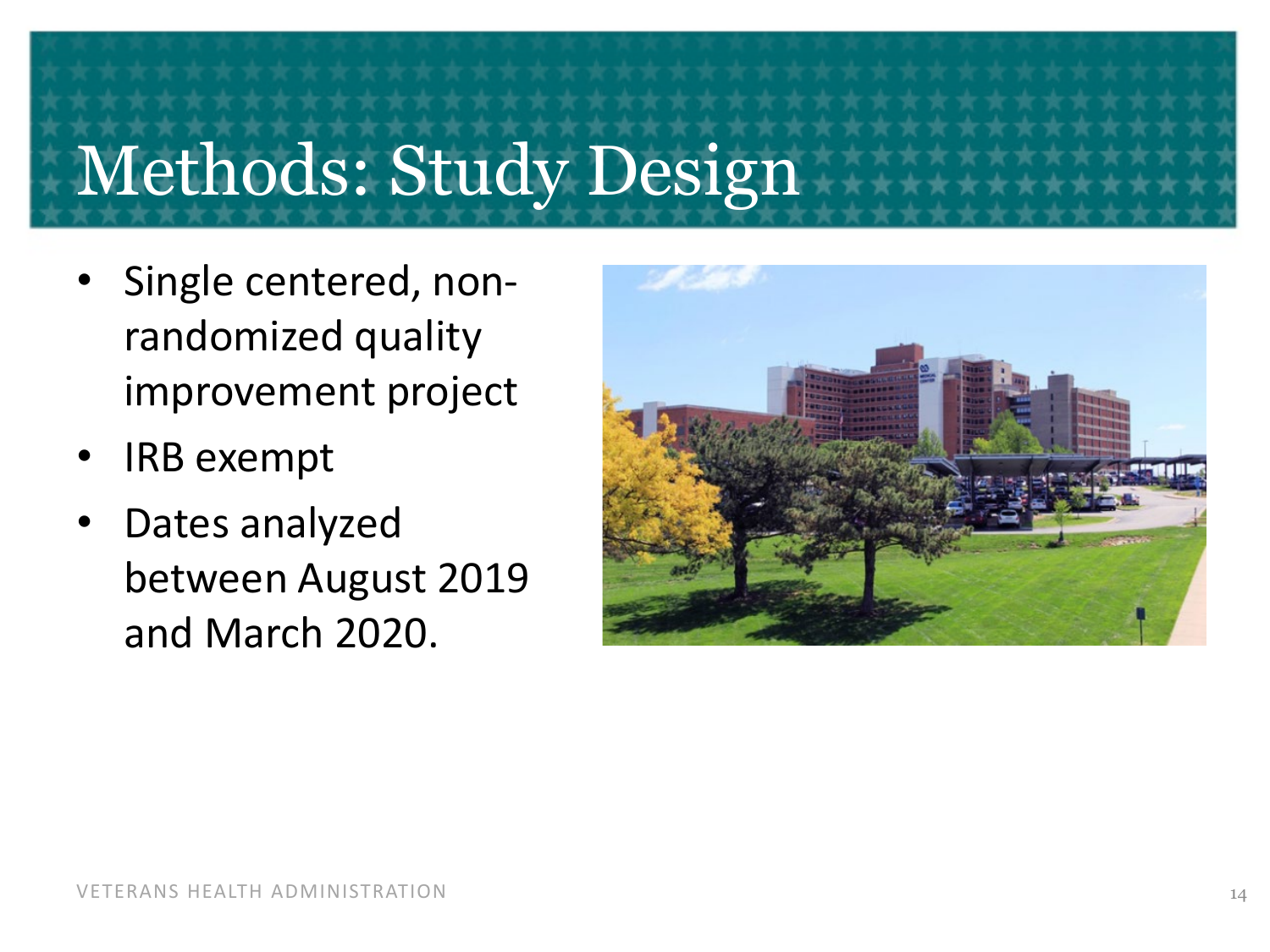# Methods: Study Design

- Single centered, non-randomized quality improvement project
- IRB exempt
- Dates analyzed between August 2019 and March 2020.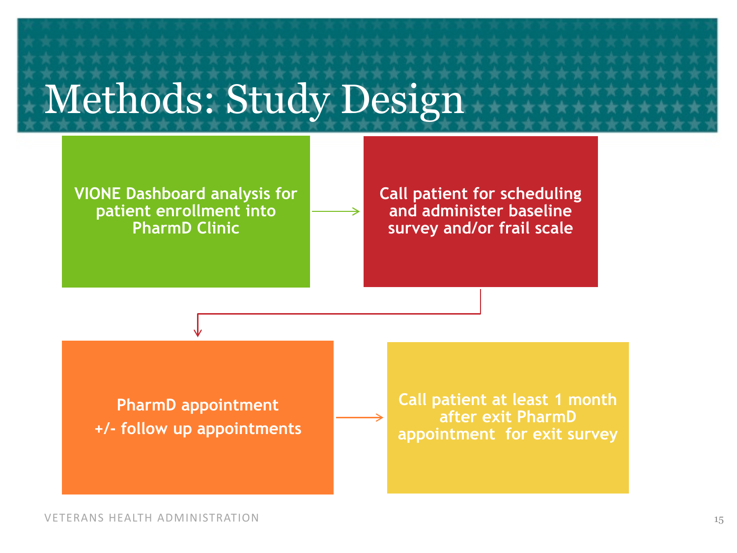# Methods: Study Design

1. VIONE Dashboard analysis for patient enrollment into PharmD Clinic
2. Call patient for scheduling and administer baseline survey and/or frail scale
3. PharmD appointment +/- follow up appointments
4. Call patient at least 1 month after exit PharmD appointment for exit survey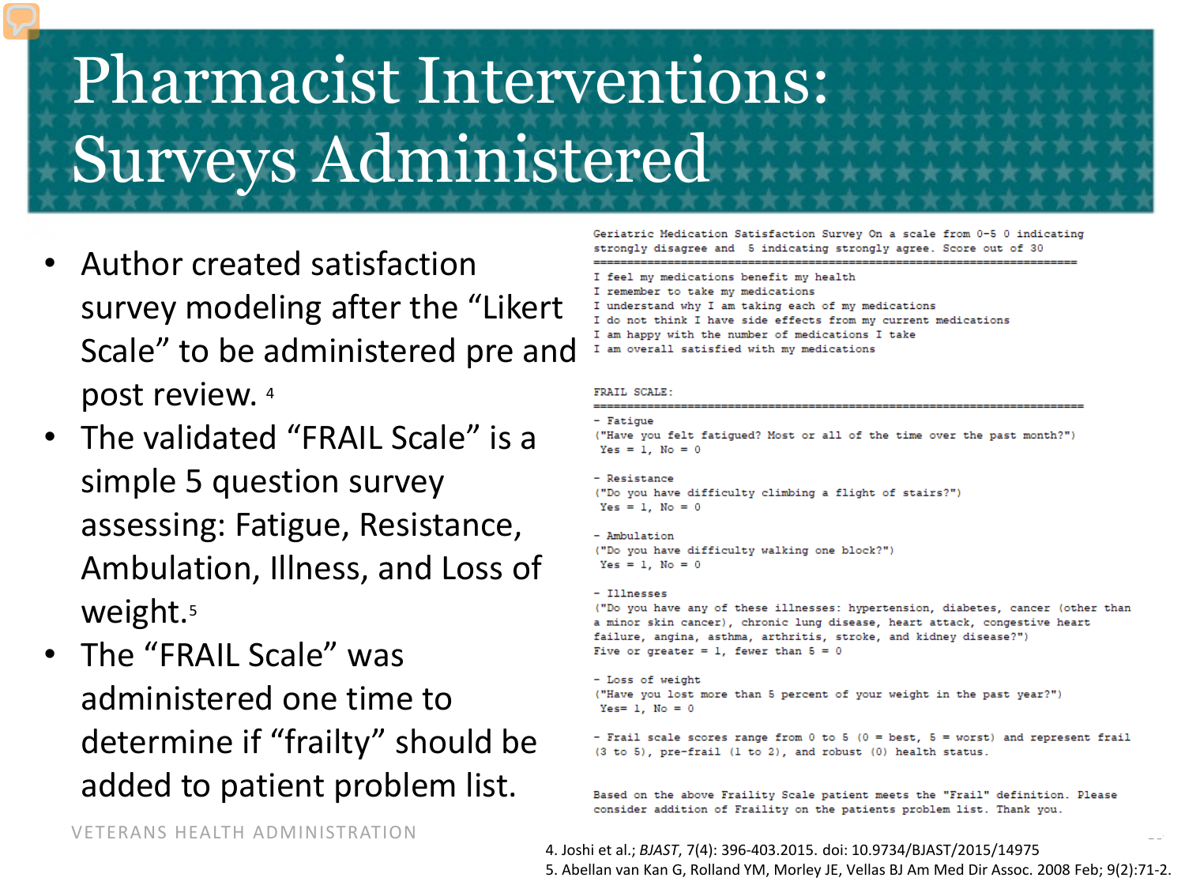# Pharmacist Interventions: Surveys Administered

- Author created satisfaction survey modeling after the "Likert Scale" to be administered pre and post review. [4]
- The validated "FRAIL Scale" is a simple 5 question survey assessing: Fatigue, Resistance, Ambulation, Illness, and Loss of weight.[5]
- The "FRAIL Scale" was administered one time to determine if "frailty" should be added to patient problem list.

```
Geriatric Medication Satisfaction Survey On a scale from 0-5 0 indicating
strongly disagree and  5 indicating strongly agree. Score out of 30
=====================================================================
I feel my medications benefit my health
I remember to take my medications
I understand why I am taking each of my medications
I do not think I have side effects from my current medications
I am happy with the number of medications I take
I am overall satisfied with my medications
```

```
FRAIL SCALE:
=====================================================================
- Fatigue
("Have you felt fatigued? Most or all of the time over the past month?")
 Yes = 1, No = 0

- Resistance
("Do you have difficulty climbing a flight of stairs?")
 Yes = 1, No = 0

- Ambulation
("Do you have difficulty walking one block?")
 Yes = 1, No = 0

- Illnesses
("Do you have any of these illnesses: hypertension, diabetes, cancer (other than
a minor skin cancer), chronic lung disease, heart attack, congestive heart
failure, angina, asthma, arthritis, stroke, and kidney disease?")
Five or greater = 1, fewer than 5 = 0

- Loss of weight
("Have you lost more than 5 percent of your weight in the past year?")
 Yes= 1, No = 0

- Frail scale scores range from 0 to 5 (0 = best, 5 = worst) and represent frail
(3 to 5), pre-frail (1 to 2), and robust (0) health status.

Based on the above Fraility Scale patient meets the "Frail" definition. Please
consider addition of Fraility on the patients problem list. Thank you.
```

4. Joshi et al.; *BJAST*, 7(4): 396-403.2015. doi: 10.9734/BJAST/2015/14975
5. Abellan van Kan G, Rolland YM, Morley JE, Vellas BJ Am Med Dir Assoc. 2008 Feb; 9(2):71-2.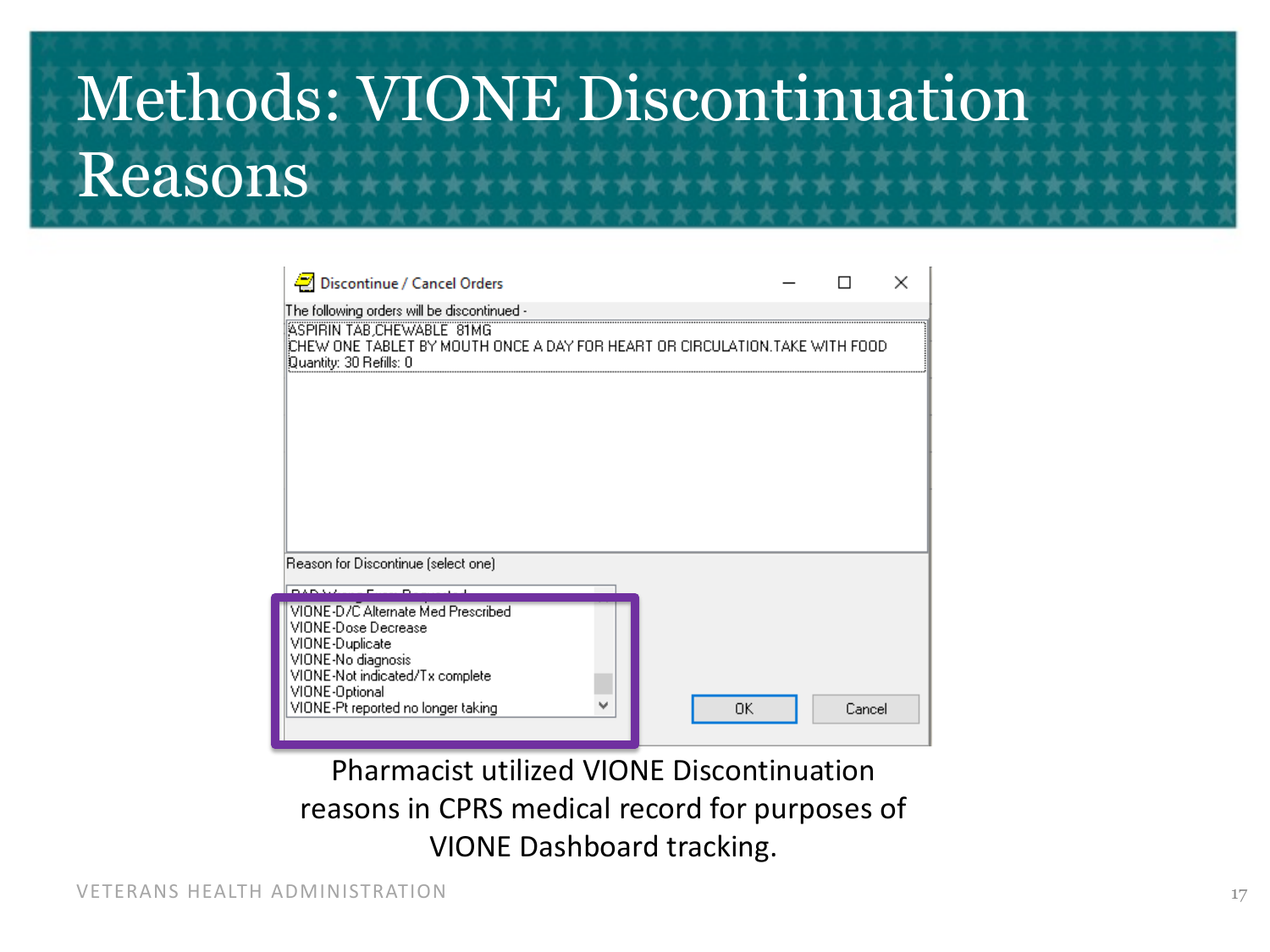# Methods: VIONE Discontinuation Reasons

Discontinue / Cancel Orders

The following orders will be discontinued -

ASPIRIN TAB,CHEWABLE 81MG
CHEW ONE TABLET BY MOUTH ONCE A DAY FOR HEART OR CIRCULATION.TAKE WITH FOOD
Quantity: 30 Refills: 0

Reason for Discontinue (select one)

- VIONE-D/C Alternate Med Prescribed
- VIONE-Dose Decrease
- VIONE-Duplicate
- VIONE-No diagnosis
- VIONE-Not indicated/Tx complete
- VIONE-Optional
- VIONE-Pt reported no longer taking

OK | Cancel

Pharmacist utilized VIONE Discontinuation reasons in CPRS medical record for purposes of VIONE Dashboard tracking.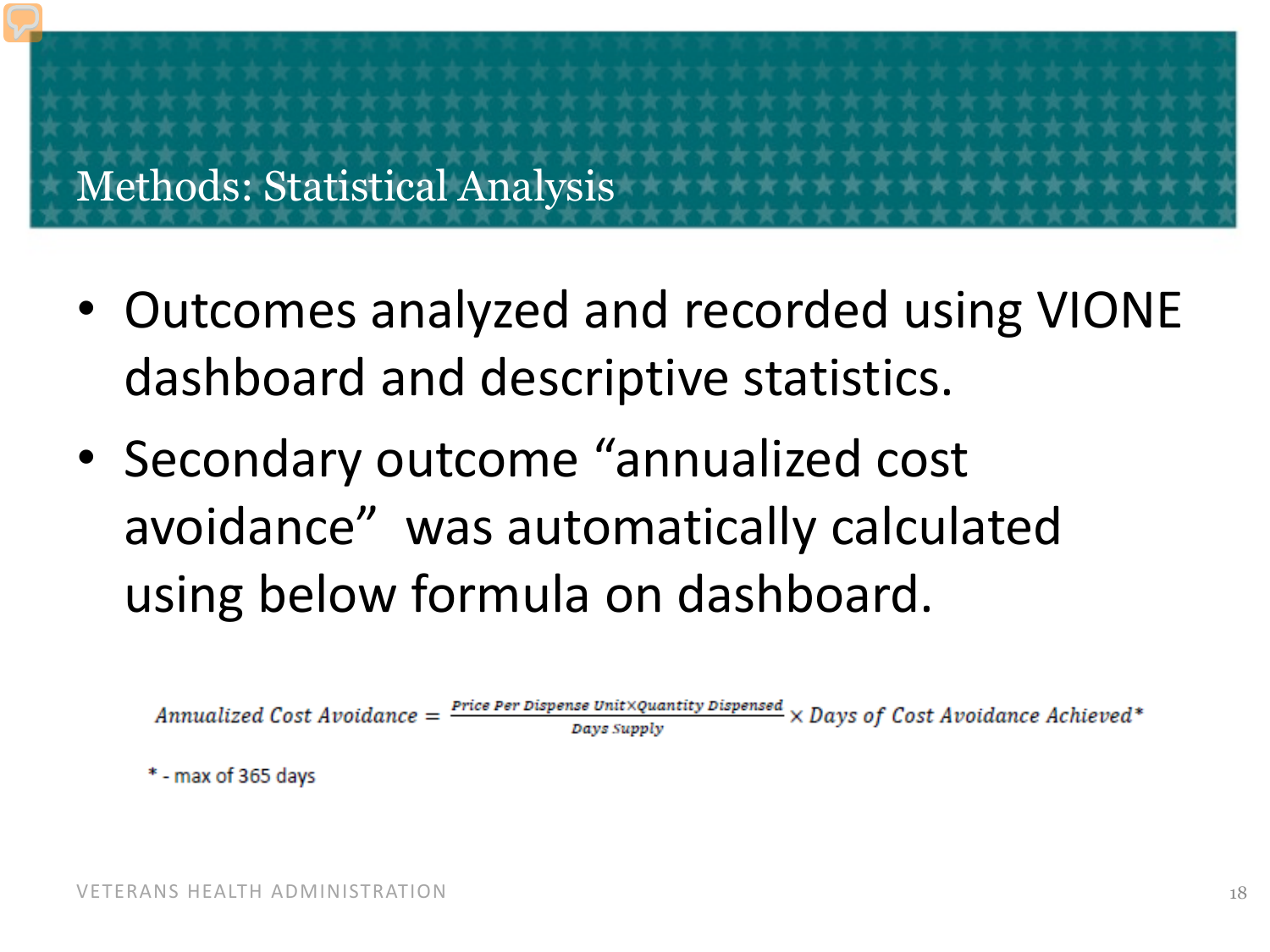# Methods: Statistical Analysis

- Outcomes analyzed and recorded using VIONE dashboard and descriptive statistics.
- Secondary outcome "annualized cost avoidance" was automatically calculated using below formula on dashboard.

$$\text{Annualized Cost Avoidance} = \frac{\text{Price Per Dispense Unit} \times \text{Quantity Dispensed}}{\text{Days Supply}} \times \text{Days of Cost Avoidance Achieved}^{*}$$

* - max of 365 days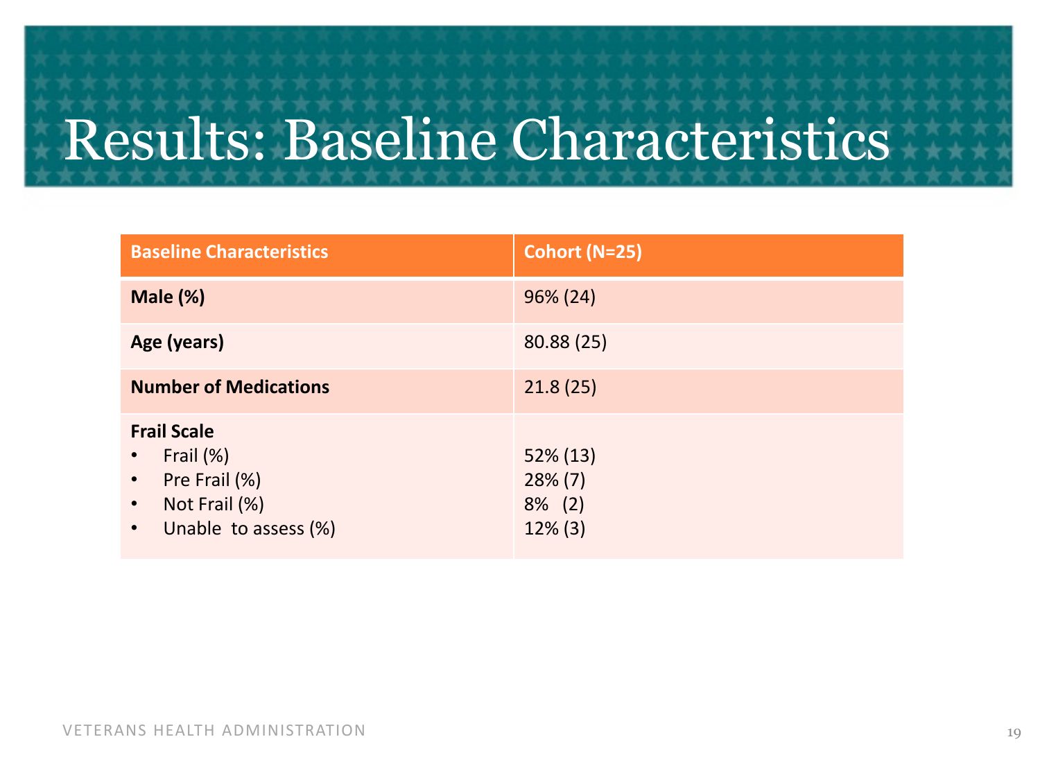# Results: Baseline Characteristics

| Baseline Characteristics | Cohort (N=25) |
| --- | --- |
| **Male (%)** | 96% (24) |
| **Age (years)** | 80.88 (25) |
| **Number of Medications** | 21.8 (25) |
| **Frail Scale** | |
| • Frail (%) | 52% (13) |
| • Pre Frail (%) | 28% (7) |
| • Not Frail (%) | 8% (2) |
| • Unable to assess (%) | 12% (3) |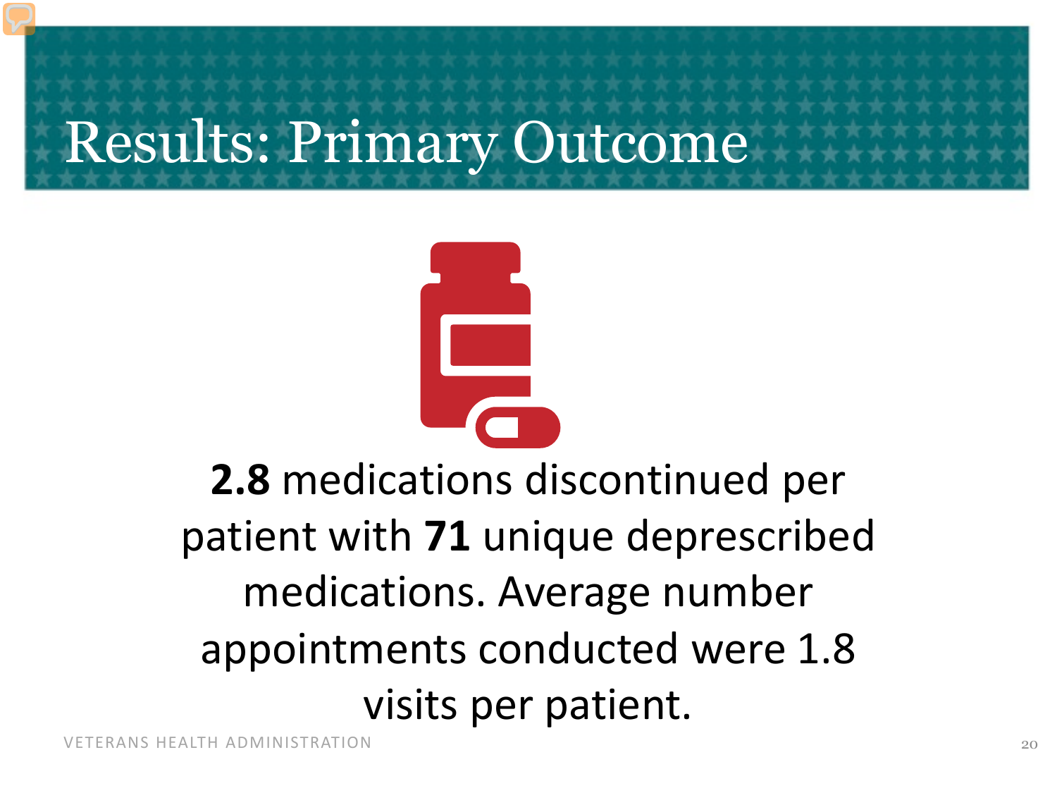# Results: Primary Outcome

**2.8** medications discontinued per patient with **71** unique deprescribed medications. Average number appointments conducted were 1.8 visits per patient.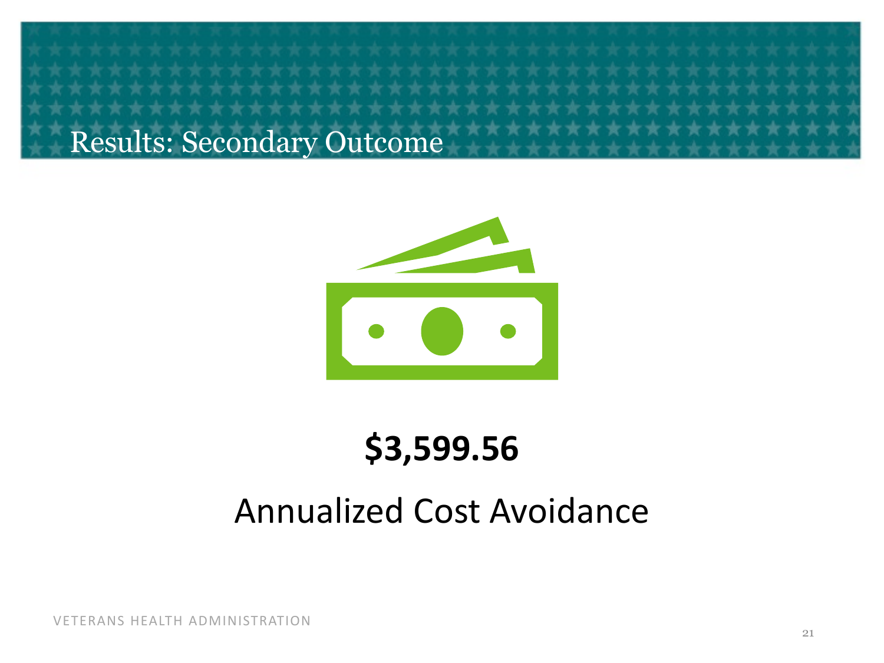# Results: Secondary Outcome

**$3,599.56**

Annualized Cost Avoidance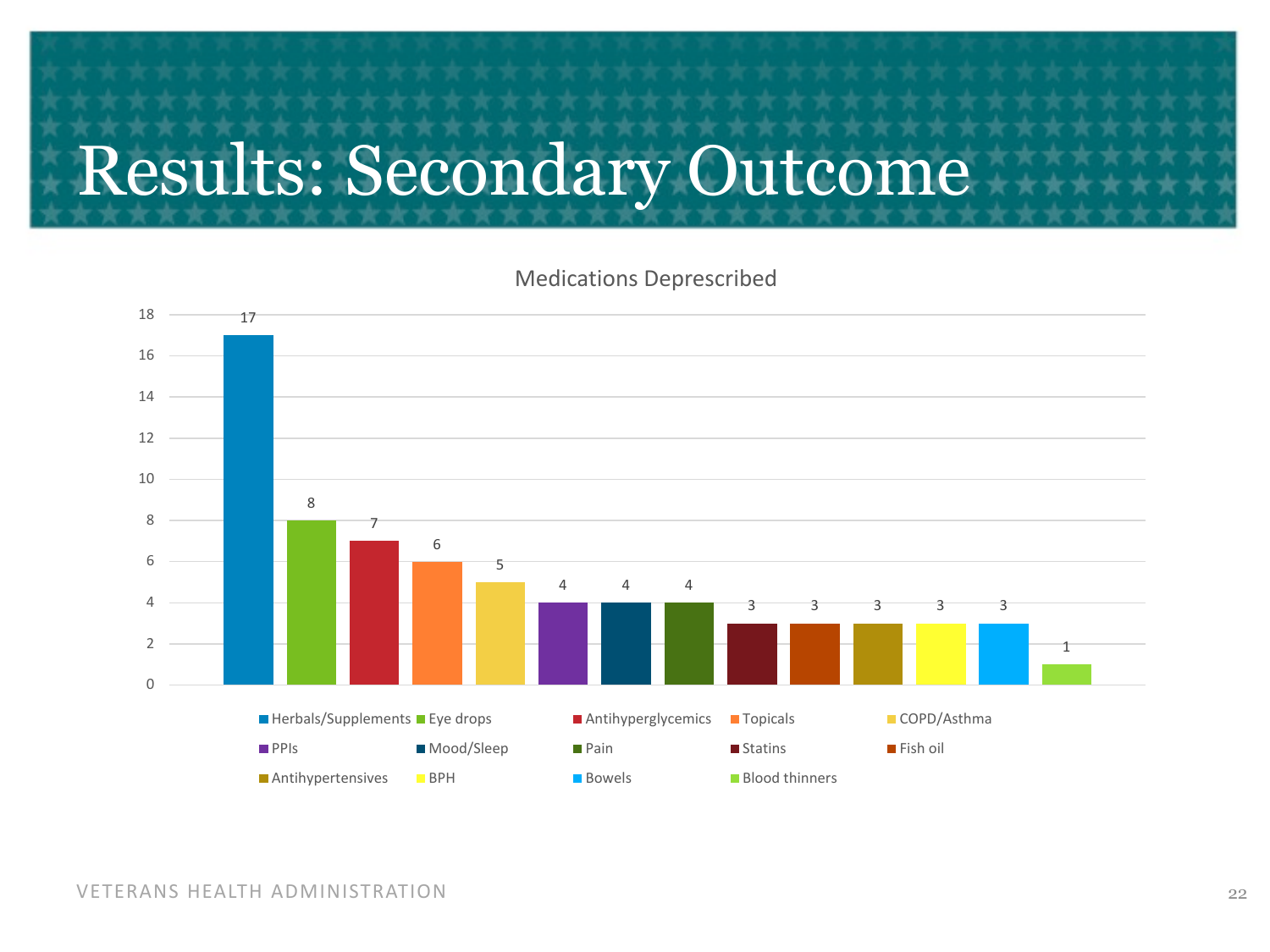# Results: Secondary Outcome

**Medications Deprescribed**

| Medication | Count |
| --- | --- |
| Herbals/Supplements | 17 |
| Eye drops | 8 |
| Antihyperglycemics | 7 |
| Topicals | 6 |
| COPD/Asthma | 5 |
| PPIs | 4 |
| Mood/Sleep | 4 |
| Pain | 4 |
| Statins | 3 |
| Fish oil | 3 |
| Antihypertensives | 3 |
| BPH | 3 |
| Bowels | 3 |
| Blood thinners | 1 |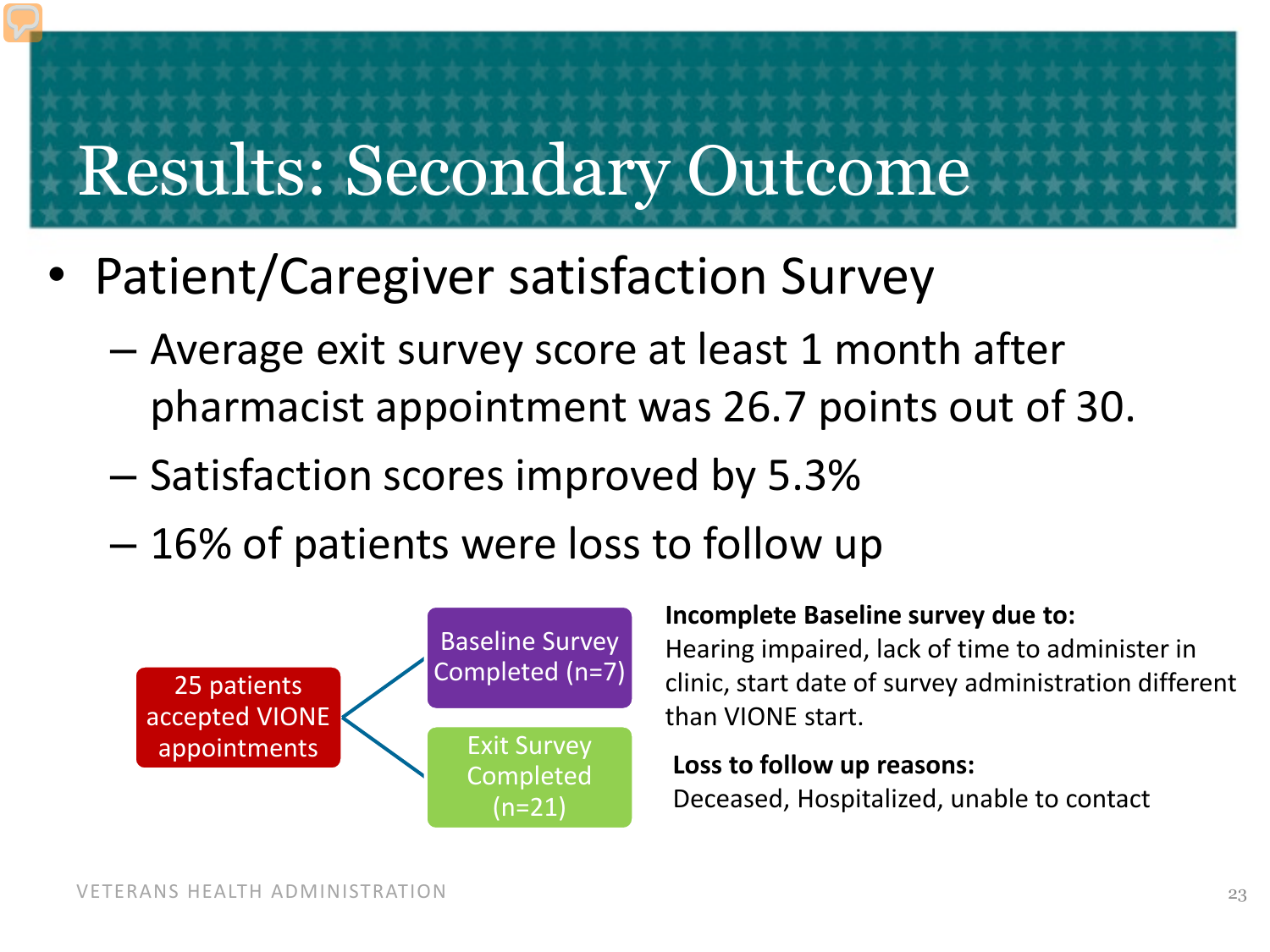# Results: Secondary Outcome

- Patient/Caregiver satisfaction Survey
  - Average exit survey score at least 1 month after pharmacist appointment was 26.7 points out of 30.
  - Satisfaction scores improved by 5.3%
  - 16% of patients were loss to follow up

25 patients accepted VIONE appointments

- Baseline Survey Completed (n=7)
- Exit Survey Completed (n=21)

**Incomplete Baseline survey due to:**
Hearing impaired, lack of time to administer in clinic, start date of survey administration different than VIONE start.

**Loss to follow up reasons:**
Deceased, Hospitalized, unable to contact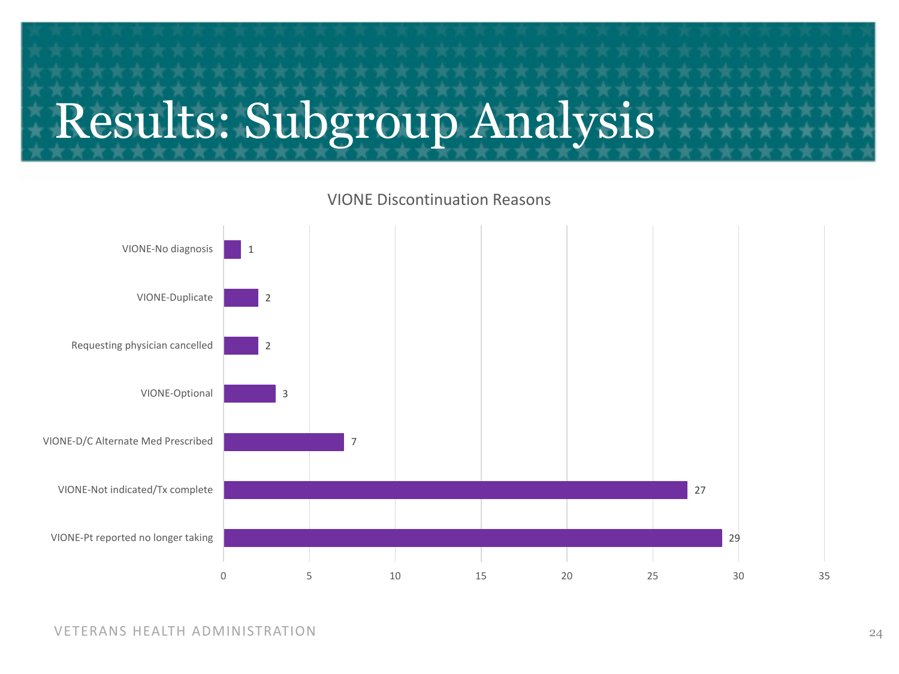# Results: Subgroup Analysis

**VIONE Discontinuation Reasons**

| Reason | Count |
| --- | --- |
| VIONE-No diagnosis | 1 |
| VIONE-Duplicate | 2 |
| Requesting physician cancelled | 2 |
| VIONE-Optional | 3 |
| VIONE-D/C Alternate Med Prescribed | 7 |
| VIONE-Not indicated/Tx complete | 27 |
| VIONE-Pt reported no longer taking | 29 |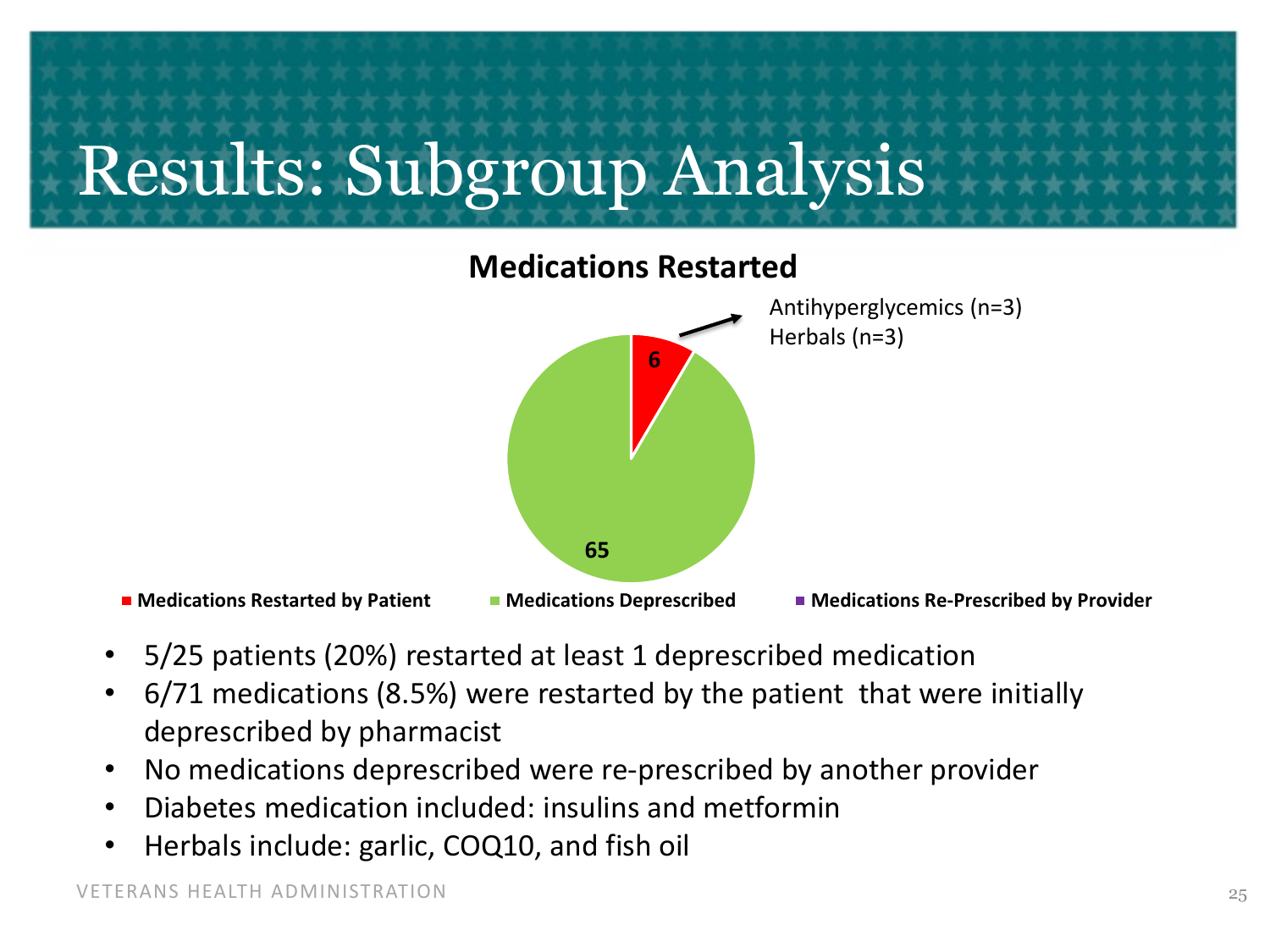# Results: Subgroup Analysis

**Medications Restarted**

Antihyperglycemics (n=3)
Herbals (n=3)

6

65

■ **Medications Restarted by Patient** ■ **Medications Deprescribed** ■ **Medications Re-Prescribed by Provider**

- 5/25 patients (20%) restarted at least 1 deprescribed medication
- 6/71 medications (8.5%) were restarted by the patient that were initially deprescribed by pharmacist
- No medications deprescribed were re-prescribed by another provider
- Diabetes medication included: insulins and metformin
- Herbals include: garlic, COQ10, and fish oil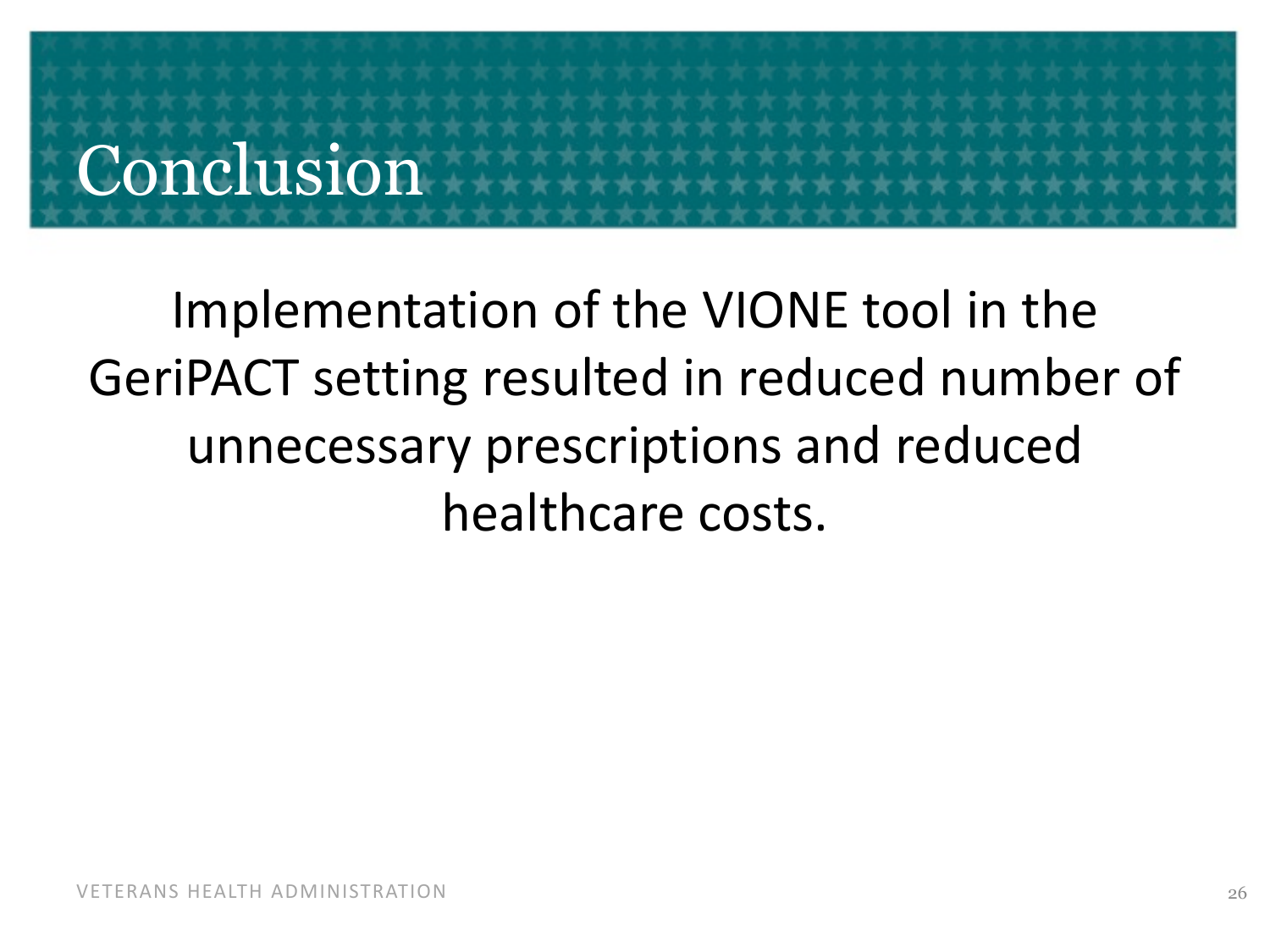# Conclusion

Implementation of the VIONE tool in the GeriPACT setting resulted in reduced number of unnecessary prescriptions and reduced healthcare costs.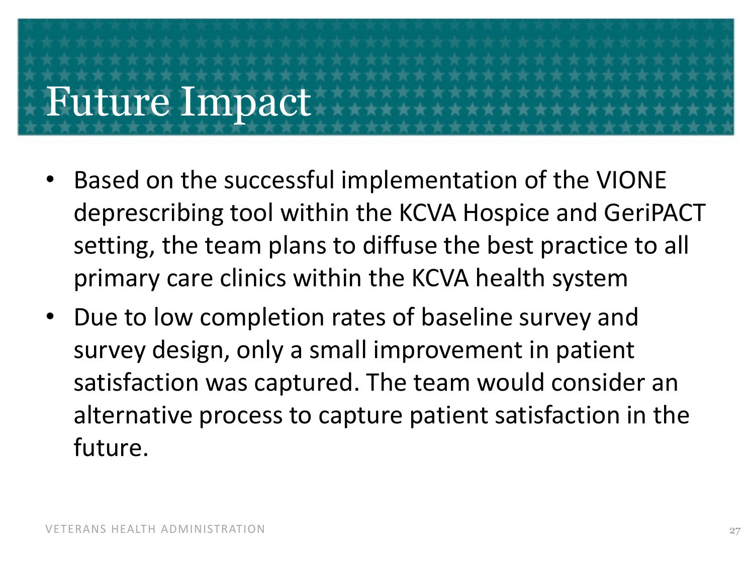# Future Impact

- Based on the successful implementation of the VIONE deprescribing tool within the KCVA Hospice and GeriPACT setting, the team plans to diffuse the best practice to all primary care clinics within the KCVA health system
- Due to low completion rates of baseline survey and survey design, only a small improvement in patient satisfaction was captured. The team would consider an alternative process to capture patient satisfaction in the future.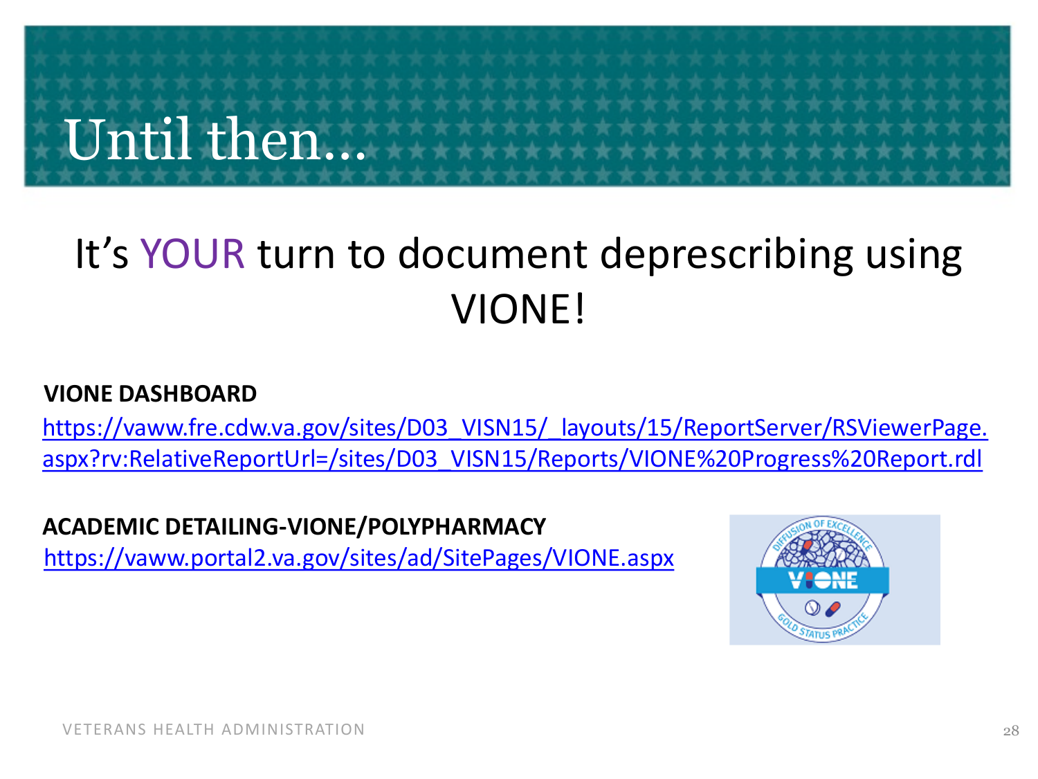# Until then…

It's YOUR turn to document deprescribing using VIONE!

**VIONE DASHBOARD**

https://vaww.fre.cdw.va.gov/sites/D03_VISN15/_layouts/15/ReportServer/RSViewerPage.aspx?rv:RelativeReportUrl=/sites/D03_VISN15/Reports/VIONE%20Progress%20Report.rdl

**ACADEMIC DETAILING-VIONE/POLYPHARMACY**

https://vaww.portal2.va.gov/sites/ad/SitePages/VIONE.aspx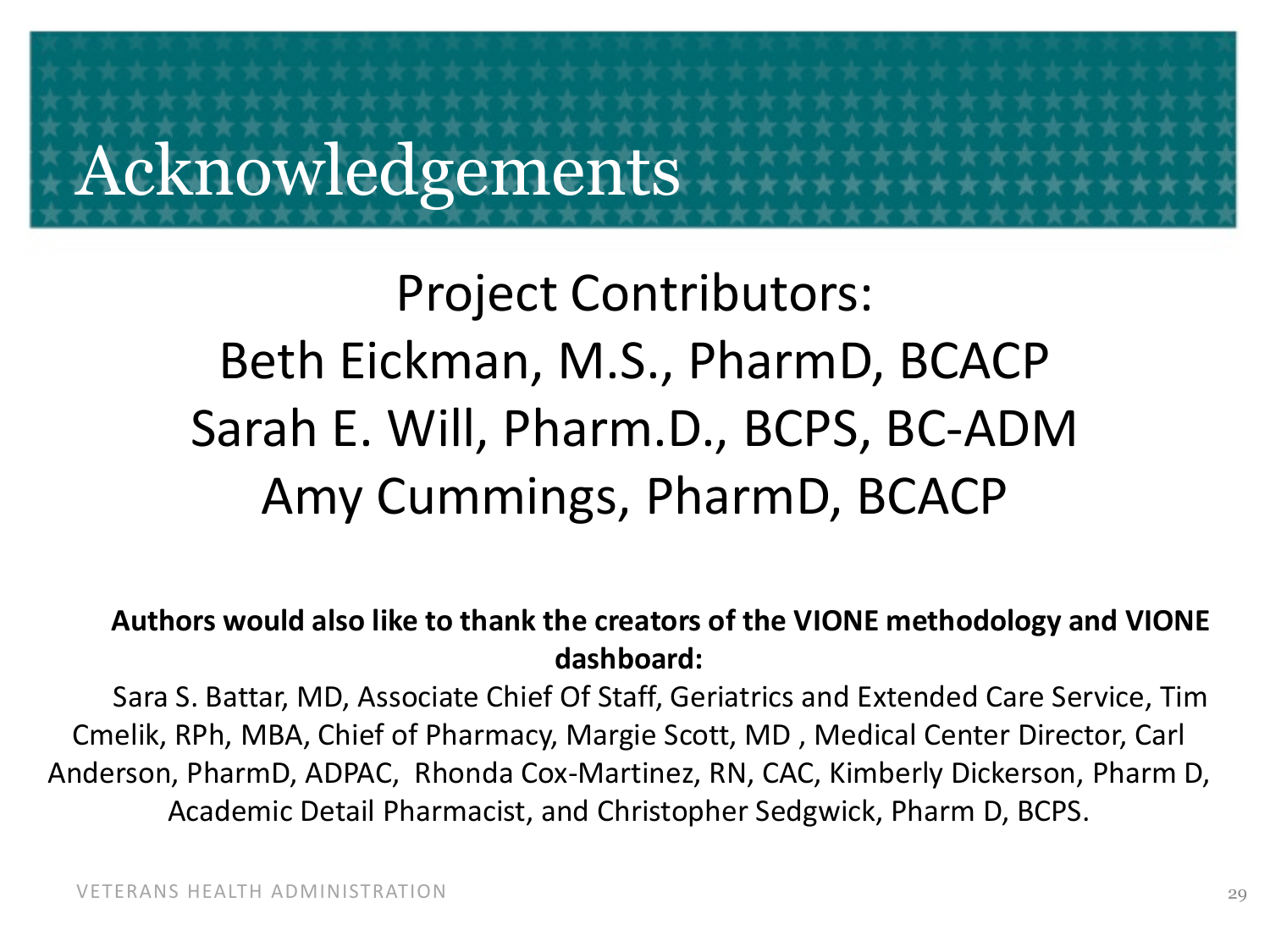# Acknowledgements

Project Contributors:
Beth Eickman, M.S., PharmD, BCACP
Sarah E. Will, Pharm.D., BCPS, BC-ADM
Amy Cummings, PharmD, BCACP

**Authors would also like to thank the creators of the VIONE methodology and VIONE dashboard:**

Sara S. Battar, MD, Associate Chief Of Staff, Geriatrics and Extended Care Service, Tim Cmelik, RPh, MBA, Chief of Pharmacy, Margie Scott, MD , Medical Center Director, Carl Anderson, PharmD, ADPAC, Rhonda Cox-Martinez, RN, CAC, Kimberly Dickerson, Pharm D, Academic Detail Pharmacist, and Christopher Sedgwick, Pharm D, BCPS.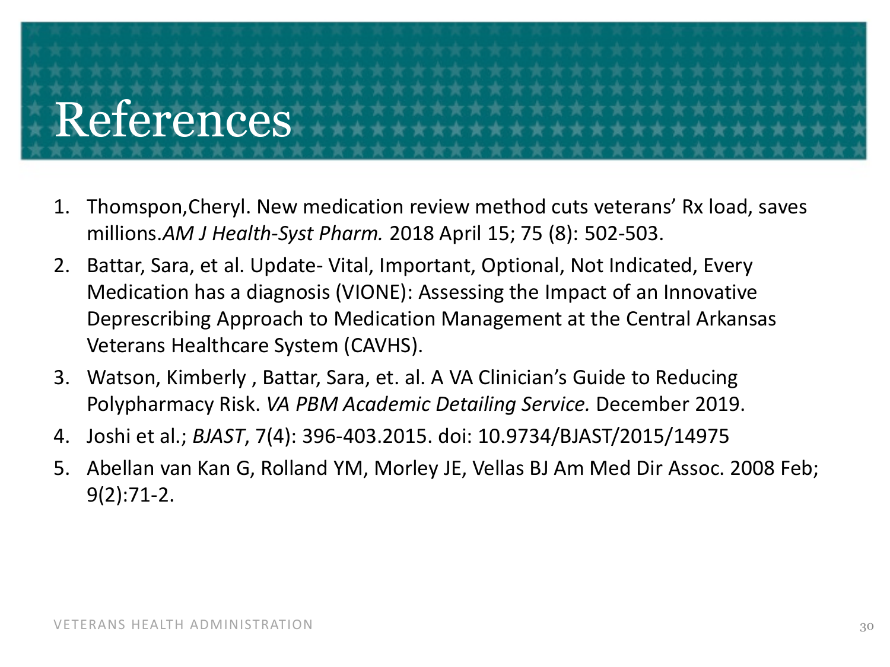# References

1. Thomspon,Cheryl. New medication review method cuts veterans' Rx load, saves millions.*AM J Health-Syst Pharm.* 2018 April 15; 75 (8): 502-503.
2. Battar, Sara, et al. Update- Vital, Important, Optional, Not Indicated, Every Medication has a diagnosis (VIONE): Assessing the Impact of an Innovative Deprescribing Approach to Medication Management at the Central Arkansas Veterans Healthcare System (CAVHS).
3. Watson, Kimberly , Battar, Sara, et. al. A VA Clinician's Guide to Reducing Polypharmacy Risk. *VA PBM Academic Detailing Service.* December 2019.
4. Joshi et al.; *BJAST*, 7(4): 396-403.2015. doi: 10.9734/BJAST/2015/14975
5. Abellan van Kan G, Rolland YM, Morley JE, Vellas BJ Am Med Dir Assoc. 2008 Feb; 9(2):71-2.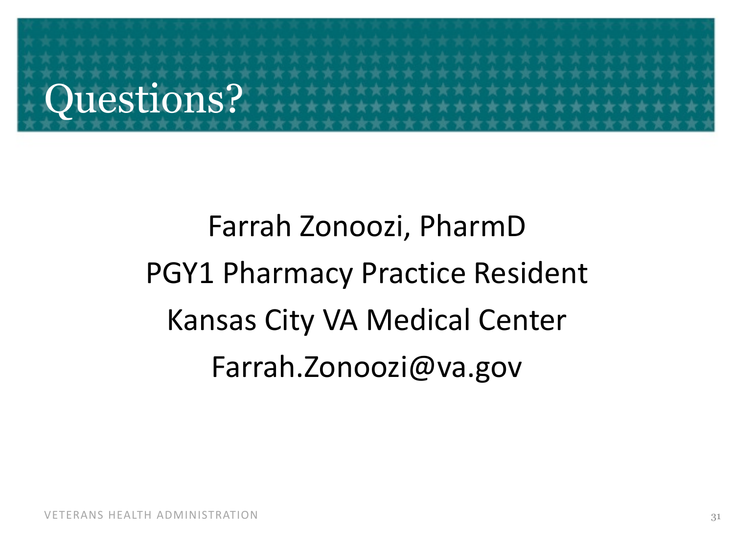# Questions?

Farrah Zonoozi, PharmD

PGY1 Pharmacy Practice Resident

Kansas City VA Medical Center

Farrah.Zonoozi@va.gov